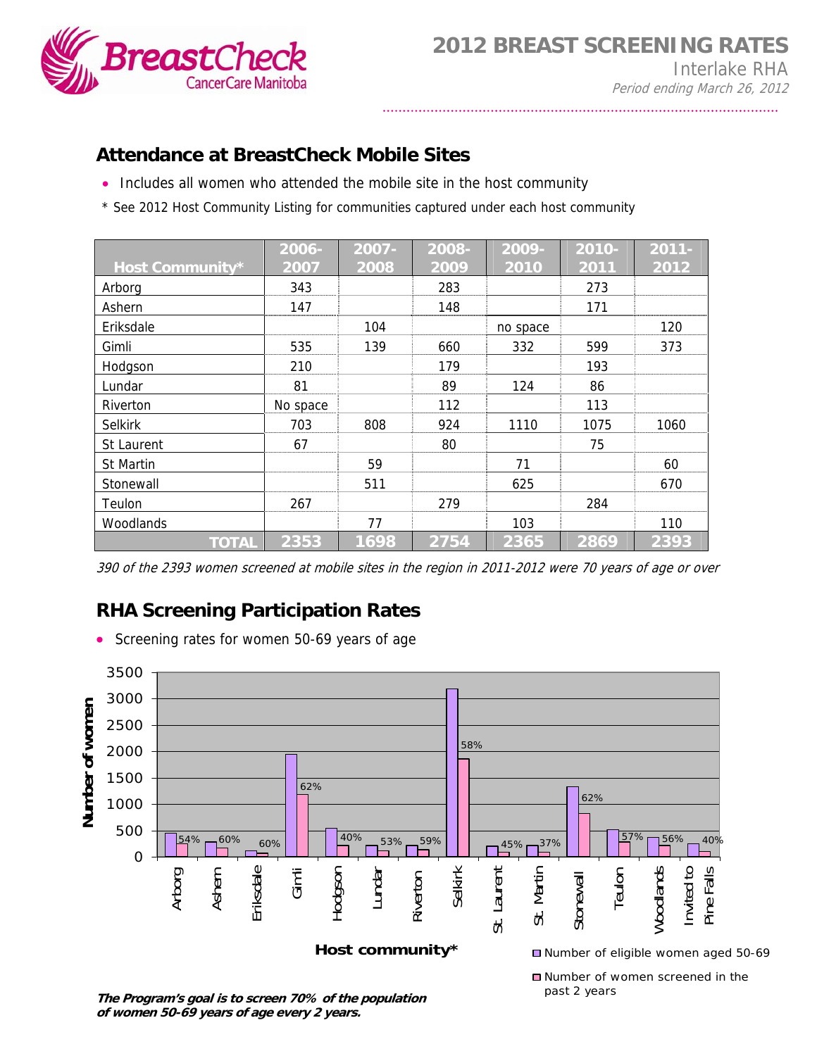# 2012 BREAST SCREENING RATES

Interlake RHA

*Period ending March 26, 2012*

## Attendance at BreastCheck Mobile Sites

- Includes all women who attended the mobile site in the host community

\* See 2012 Host Community Listing for communities captured under each host community

| Host Community* | 2006-2007 | 2007-2008 | 2008-2009 | 2009-2010 | 2010-2011 | 2011-2012 |
|---|---|---|---|---|---|---|
| Arborg | 343 | | 283 | | 273 | |
| Ashern | 147 | | 148 | | 171 | |
| Eriksdale | | 104 | | no space | | 120 |
| Gimli | 535 | 139 | 660 | 332 | 599 | 373 |
| Hodgson | 210 | | 179 | | 193 | |
| Lundar | 81 | | 89 | 124 | 86 | |
| Riverton | No space | | 112 | | 113 | |
| Selkirk | 703 | 808 | 924 | 1110 | 1075 | 1060 |
| St Laurent | 67 | | 80 | | 75 | |
| St Martin | | 59 | | 71 | | 60 |
| Stonewall | | 511 | | 625 | | 670 |
| Teulon | 267 | | 279 | | 284 | |
| Woodlands | | 77 | | 103 | | 110 |
| **TOTAL** | **2353** | **1698** | **2754** | **2365** | **2869** | **2393** |

*390 of the 2393 women screened at mobile sites in the region in 2011-2012 were 70 years of age or over*

## RHA Screening Participation Rates

- Screening rates for women 50-69 years of age

| Host community* | Screening rate |
|---|---|
| Arborg | 54% |
| Ashern | 60% |
| Eriksdale | 60% |
| Gimli | 62% |
| Hodgson | 40% |
| Lundar | 53% |
| Riverton | 59% |
| Selkirk | 58% |
| St. Laurent | 45% |
| St. Martin | 37% |
| Stonewall | 62% |
| Teulon | 57% |
| Woodlands | 56% |
| Invited to Pine Falls | 40% |

Legend: Number of eligible women aged 50-69; Number of women screened in the past 2 years

***The Program's goal is to screen 70% of the population of women 50-69 years of age every 2 years.***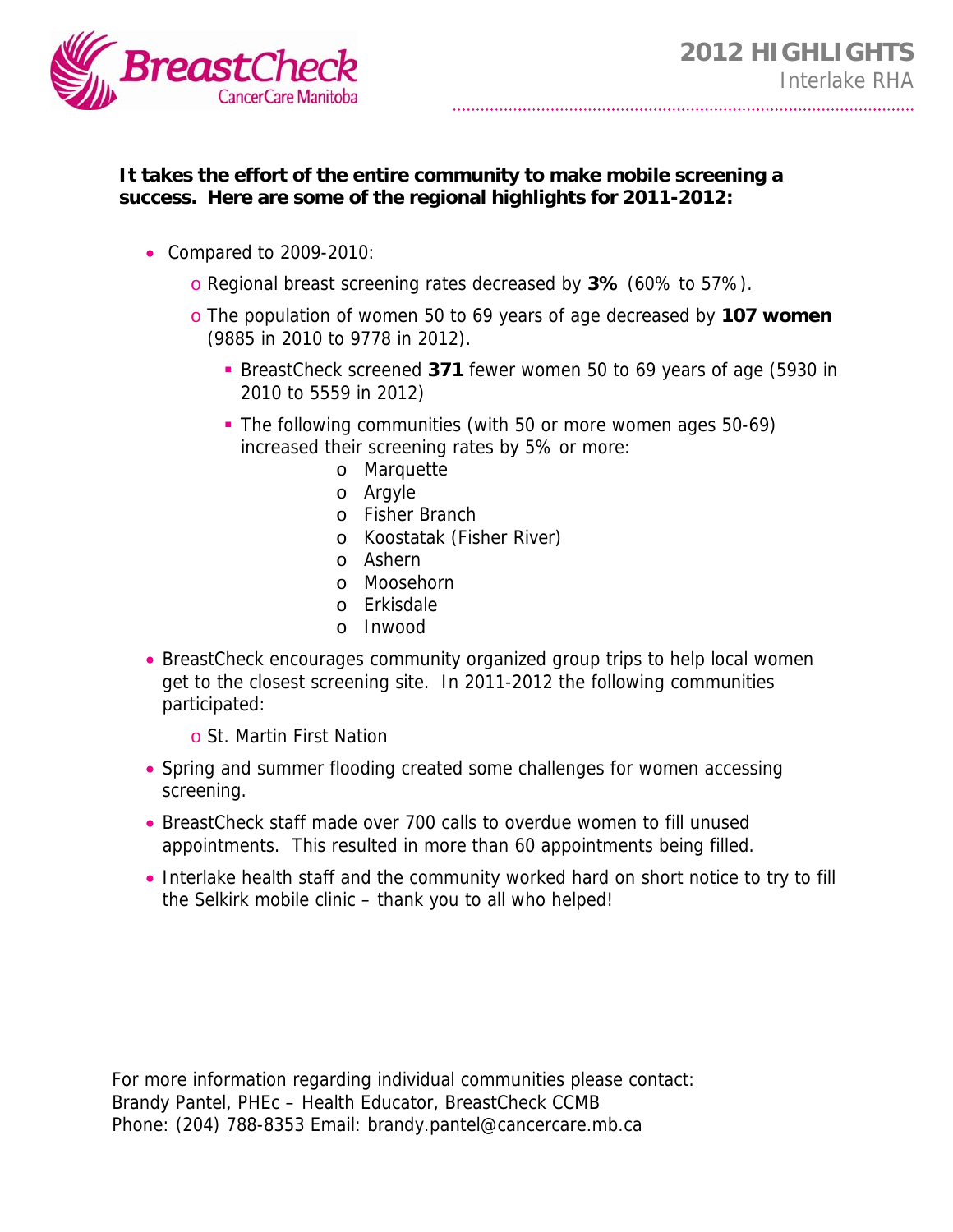# 2012 HIGHLIGHTS

Interlake RHA

**It takes the effort of the entire community to make mobile screening a success. Here are some of the regional highlights for 2011-2012:**

- Compared to 2009-2010:
  - Regional breast screening rates decreased by **3%** (60% to 57%).
  - The population of women 50 to 69 years of age decreased by **107 women** (9885 in 2010 to 9778 in 2012).
    - BreastCheck screened **371** fewer women 50 to 69 years of age (5930 in 2010 to 5559 in 2012)
    - The following communities (with 50 or more women ages 50-69) increased their screening rates by 5% or more:
      - Marquette
      - Argyle
      - Fisher Branch
      - Koostatak (Fisher River)
      - Ashern
      - Moosehorn
      - Erkisdale
      - Inwood
- BreastCheck encourages community organized group trips to help local women get to the closest screening site. In 2011-2012 the following communities participated:
  - St. Martin First Nation
- Spring and summer flooding created some challenges for women accessing screening.
- BreastCheck staff made over 700 calls to overdue women to fill unused appointments. This resulted in more than 60 appointments being filled.
- Interlake health staff and the community worked hard on short notice to try to fill the Selkirk mobile clinic – thank you to all who helped!

For more information regarding individual communities please contact:
Brandy Pantel, PHEc – Health Educator, BreastCheck CCMB
Phone: (204) 788-8353 Email: brandy.pantel@cancercare.mb.ca